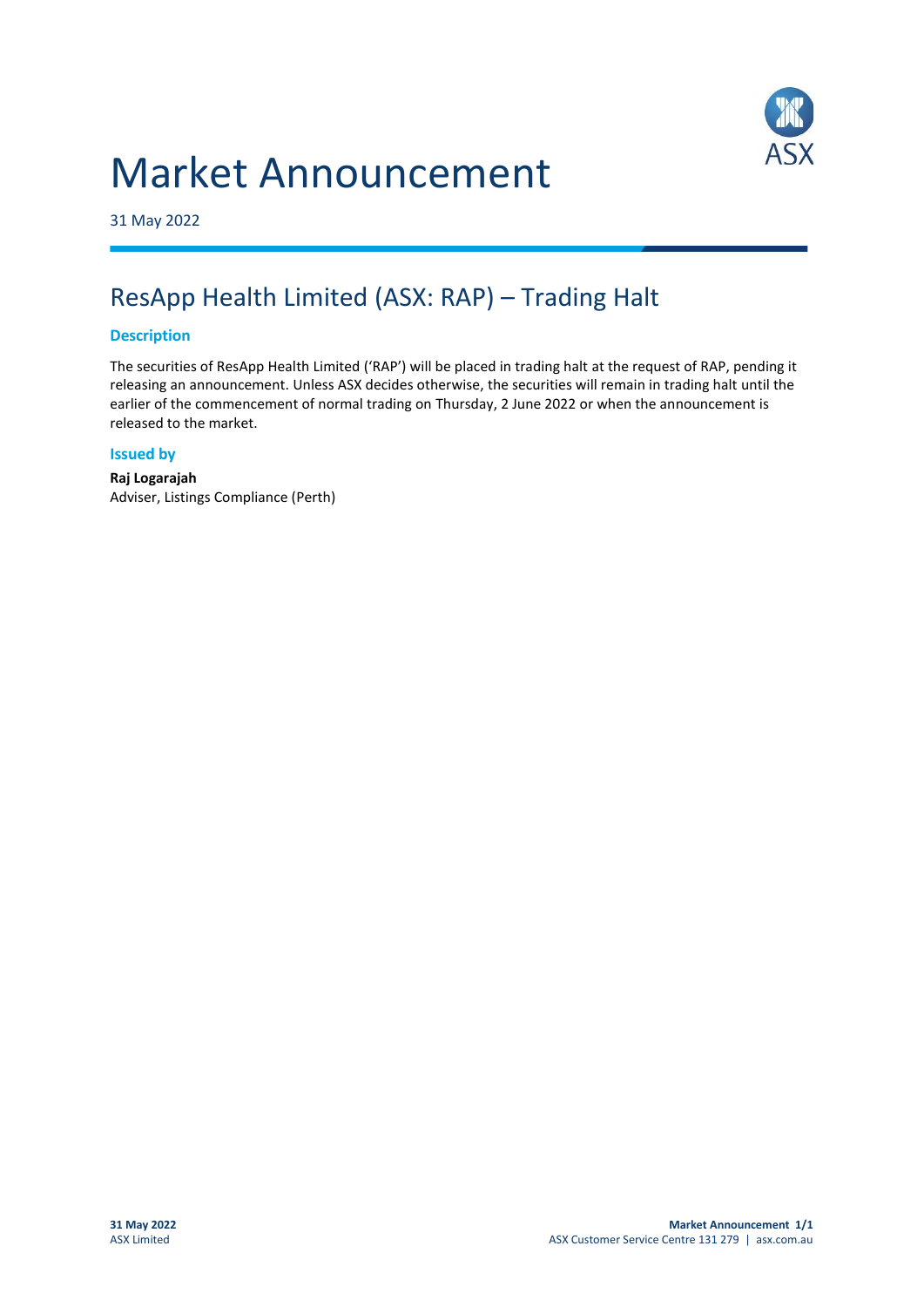# Market Announcement

31 May 2022

## ResApp Health Limited (ASX: RAP) – Trading Halt

### Description

The securities of ResApp Health Limited ('RAP') will be placed in trading halt at the request of RAP, pending it releasing an announcement. Unless ASX decides otherwise, the securities will remain in trading halt until the earlier of the commencement of normal trading on Thursday, 2 June 2022 or when the announcement is released to the market.

### Issued by

**Raj Logarajah**
Adviser, Listings Compliance (Perth)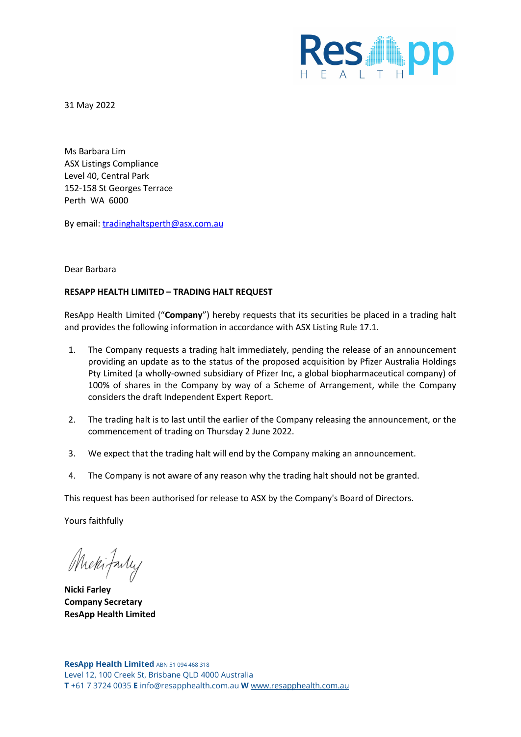31 May 2022

Ms Barbara Lim
ASX Listings Compliance
Level 40, Central Park
152-158 St Georges Terrace
Perth WA 6000

By email: tradinghaltsperth@asx.com.au

Dear Barbara

**RESAPP HEALTH LIMITED – TRADING HALT REQUEST**

ResApp Health Limited ("**Company**") hereby requests that its securities be placed in a trading halt and provides the following information in accordance with ASX Listing Rule 17.1.

1. The Company requests a trading halt immediately, pending the release of an announcement providing an update as to the status of the proposed acquisition by Pfizer Australia Holdings Pty Limited (a wholly-owned subsidiary of Pfizer Inc, a global biopharmaceutical company) of 100% of shares in the Company by way of a Scheme of Arrangement, while the Company considers the draft Independent Expert Report.

2. The trading halt is to last until the earlier of the Company releasing the announcement, or the commencement of trading on Thursday 2 June 2022.

3. We expect that the trading halt will end by the Company making an announcement.

4. The Company is not aware of any reason why the trading halt should not be granted.

This request has been authorised for release to ASX by the Company's Board of Directors.

Yours faithfully

**Nicki Farley**
**Company Secretary**
**ResApp Health Limited**

**ResApp Health Limited** ABN 51 094 468 318
Level 12, 100 Creek St, Brisbane QLD 4000 Australia
**T** +61 7 3724 0035 **E** info@resapphealth.com.au **W** www.resapphealth.com.au